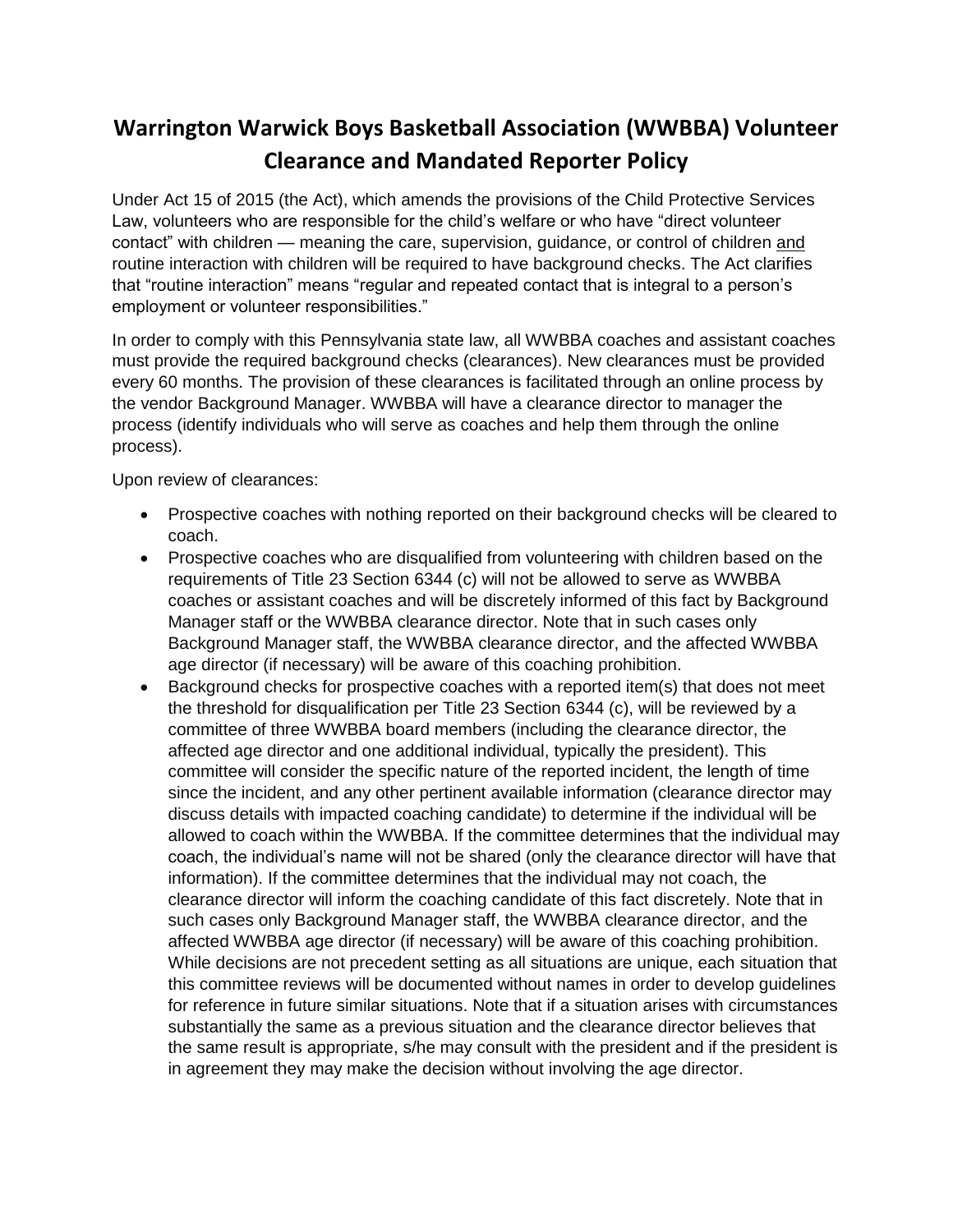# Warrington Warwick Boys Basketball Association (WWBBA) Volunteer Clearance and Mandated Reporter Policy

Under Act 15 of 2015 (the Act), which amends the provisions of the Child Protective Services Law, volunteers who are responsible for the child's welfare or who have "direct volunteer contact" with children — meaning the care, supervision, guidance, or control of children and routine interaction with children will be required to have background checks. The Act clarifies that "routine interaction" means "regular and repeated contact that is integral to a person's employment or volunteer responsibilities."

In order to comply with this Pennsylvania state law, all WWBBA coaches and assistant coaches must provide the required background checks (clearances). New clearances must be provided every 60 months. The provision of these clearances is facilitated through an online process by the vendor Background Manager. WWBBA will have a clearance director to manager the process (identify individuals who will serve as coaches and help them through the online process).

Upon review of clearances:

- Prospective coaches with nothing reported on their background checks will be cleared to coach.
- Prospective coaches who are disqualified from volunteering with children based on the requirements of Title 23 Section 6344 (c) will not be allowed to serve as WWBBA coaches or assistant coaches and will be discretely informed of this fact by Background Manager staff or the WWBBA clearance director. Note that in such cases only Background Manager staff, the WWBBA clearance director, and the affected WWBBA age director (if necessary) will be aware of this coaching prohibition.
- Background checks for prospective coaches with a reported item(s) that does not meet the threshold for disqualification per Title 23 Section 6344 (c), will be reviewed by a committee of three WWBBA board members (including the clearance director, the affected age director and one additional individual, typically the president). This committee will consider the specific nature of the reported incident, the length of time since the incident, and any other pertinent available information (clearance director may discuss details with impacted coaching candidate) to determine if the individual will be allowed to coach within the WWBBA. If the committee determines that the individual may coach, the individual's name will not be shared (only the clearance director will have that information). If the committee determines that the individual may not coach, the clearance director will inform the coaching candidate of this fact discretely. Note that in such cases only Background Manager staff, the WWBBA clearance director, and the affected WWBBA age director (if necessary) will be aware of this coaching prohibition. While decisions are not precedent setting as all situations are unique, each situation that this committee reviews will be documented without names in order to develop guidelines for reference in future similar situations. Note that if a situation arises with circumstances substantially the same as a previous situation and the clearance director believes that the same result is appropriate, s/he may consult with the president and if the president is in agreement they may make the decision without involving the age director.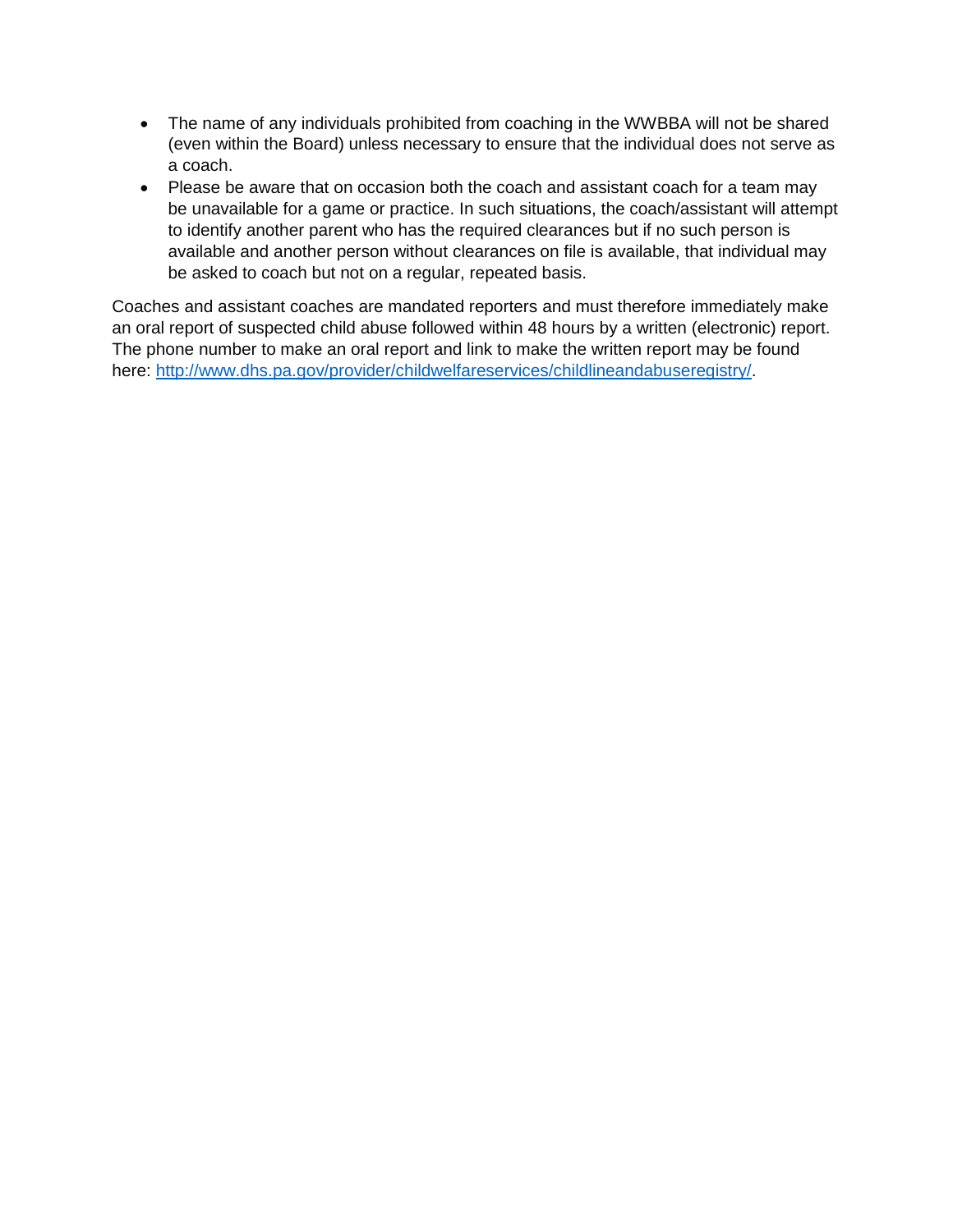- The name of any individuals prohibited from coaching in the WWBBA will not be shared (even within the Board) unless necessary to ensure that the individual does not serve as a coach.
- Please be aware that on occasion both the coach and assistant coach for a team may be unavailable for a game or practice. In such situations, the coach/assistant will attempt to identify another parent who has the required clearances but if no such person is available and another person without clearances on file is available, that individual may be asked to coach but not on a regular, repeated basis.

Coaches and assistant coaches are mandated reporters and must therefore immediately make an oral report of suspected child abuse followed within 48 hours by a written (electronic) report. The phone number to make an oral report and link to make the written report may be found here: [http://www.dhs.pa.gov/provider/childwelfareservices/childlineandabuseregistry/](http://www.dhs.pa.gov/provider/childwelfareservices/childlineandabuseregistry/).